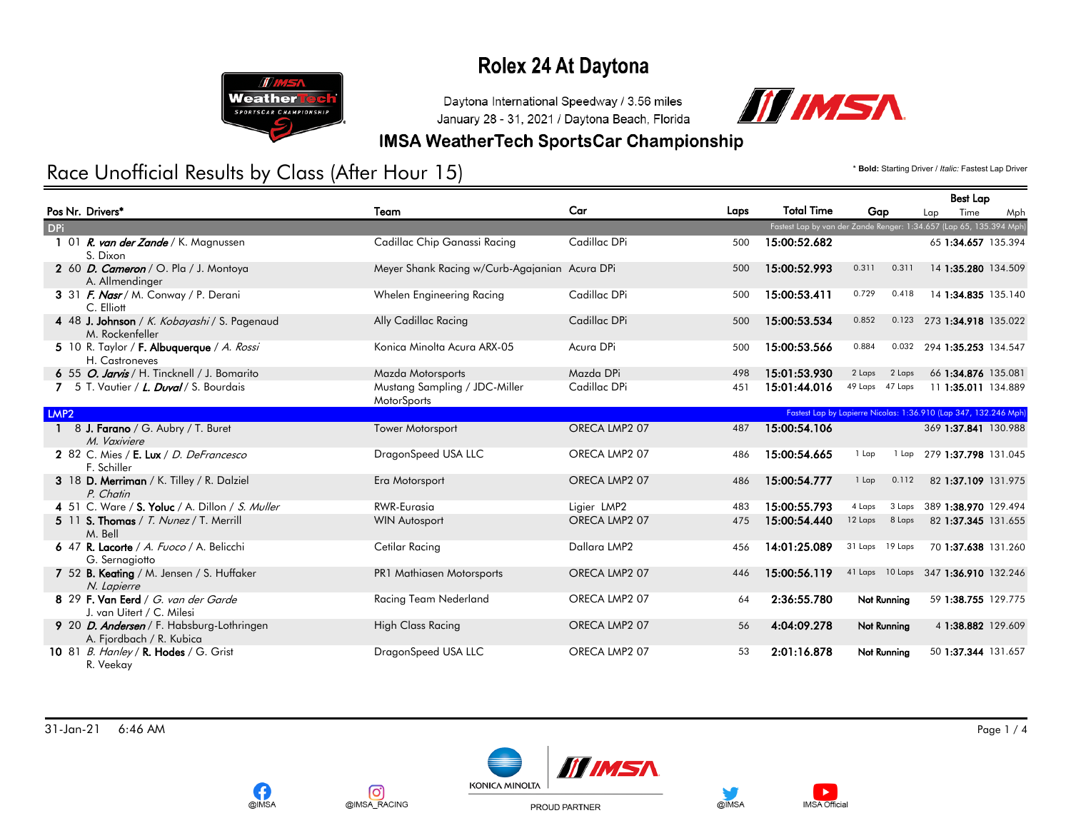# Rolex 24 At Daytona

Daytona International Speedway / 3.56 miles
January 28 - 31, 2021 / Daytona Beach, Florida

## IMSA WeatherTech SportsCar Championship

## Race Unofficial Results by Class (After Hour 15)

\* **Bold:** Starting Driver / *Italic:* Fastest Lap Driver

| Pos | Nr. | Drivers* | Team | Car | Laps | Total Time | Gap | | Best Lap Lap | Best Lap Time | Best Lap Mph |
|---|---|---|---|---|---|---|---|---|---|---|---|
| **DPi** | | Fastest Lap by van der Zande Renger: 1:34.657 (Lap 65, 135.394 Mph) | | | | | | | | | |
| 1 | 01 | ***R. van der Zande*** / K. Magnussen / S. Dixon | Cadillac Chip Ganassi Racing | Cadillac DPi | 500 | 15:00:52.682 | | | 65 | 1:34.657 | 135.394 |
| 2 | 60 | ***D. Cameron*** / O. Pla / J. Montoya / A. Allmendinger | Meyer Shank Racing w/Curb-Agajanian | Acura DPi | 500 | 15:00:52.993 | 0.311 | 0.311 | 14 | 1:35.280 | 134.509 |
| 3 | 31 | ***F. Nasr*** / M. Conway / P. Derani / C. Elliott | Whelen Engineering Racing | Cadillac DPi | 500 | 15:00:53.411 | 0.729 | 0.418 | 14 | 1:34.835 | 135.140 |
| 4 | 48 | **J. Johnson** / *K. Kobayashi* / S. Pagenaud / M. Rockenfeller | Ally Cadillac Racing | Cadillac DPi | 500 | 15:00:53.534 | 0.852 | 0.123 | 273 | 1:34.918 | 135.022 |
| 5 | 10 | R. Taylor / **F. Albuquerque** / *A. Rossi* / H. Castroneves | Konica Minolta Acura ARX-05 | Acura DPi | 500 | 15:00:53.566 | 0.884 | 0.032 | 294 | 1:35.253 | 134.547 |
| 6 | 55 | ***O. Jarvis*** / H. Tincknell / J. Bomarito | Mazda Motorsports | Mazda DPi | 498 | 15:01:53.930 | 2 Laps | 2 Laps | 66 | 1:34.876 | 135.081 |
| 7 | 5 | T. Vautier / ***L. Duval*** / S. Bourdais | Mustang Sampling / JDC-Miller MotorSports | Cadillac DPi | 451 | 15:01:44.016 | 49 Laps | 47 Laps | 11 | 1:35.011 | 134.889 |
| **LMP2** | | Fastest Lap by Lapierre Nicolas: 1:36.910 (Lap 347, 132.246 Mph) | | | | | | | | | |
| 1 | 8 | **J. Farano** / G. Aubry / T. Buret / *M. Vaxiviere* | Tower Motorsport | ORECA LMP2 07 | 487 | 15:00:54.106 | | | 369 | 1:37.841 | 130.988 |
| 2 | 82 | C. Mies / **E. Lux** / *D. DeFrancesco* / F. Schiller | DragonSpeed USA LLC | ORECA LMP2 07 | 486 | 15:00:54.665 | 1 Lap | 1 Lap | 279 | 1:37.798 | 131.045 |
| 3 | 18 | **D. Merriman** / K. Tilley / R. Dalziel / *P. Chatin* | Era Motorsport | ORECA LMP2 07 | 486 | 15:00:54.777 | 1 Lap | 0.112 | 82 | 1:37.109 | 131.975 |
| 4 | 51 | C. Ware / **S. Yoluc** / A. Dillon / *S. Muller* | RWR-Eurasia | Ligier LMP2 | 483 | 15:00:55.793 | 4 Laps | 3 Laps | 389 | 1:38.970 | 129.494 |
| 5 | 11 | **S. Thomas** / *T. Nunez* / T. Merrill / M. Bell | WIN Autosport | ORECA LMP2 07 | 475 | 15:00:54.440 | 12 Laps | 8 Laps | 82 | 1:37.345 | 131.655 |
| 6 | 47 | **R. Lacorte** / *A. Fuoco* / A. Belicchi / G. Sernagiotto | Cetilar Racing | Dallara LMP2 | 456 | 14:01:25.089 | 31 Laps | 19 Laps | 70 | 1:37.638 | 131.260 |
| 7 | 52 | **B. Keating** / M. Jensen / S. Huffaker / *N. Lapierre* | PR1 Mathiasen Motorsports | ORECA LMP2 07 | 446 | 15:00:56.119 | 41 Laps | 10 Laps | 347 | 1:36.910 | 132.246 |
| 8 | 29 | **F. Van Eerd** / *G. van der Garde* / J. van Uitert / C. Milesi | Racing Team Nederland | ORECA LMP2 07 | 64 | 2:36:55.780 | Not Running | | 59 | 1:38.755 | 129.775 |
| 9 | 20 | ***D. Andersen*** / F. Habsburg-Lothringen / A. Fjordbach / R. Kubica | High Class Racing | ORECA LMP2 07 | 56 | 4:04:09.278 | Not Running | | 4 | 1:38.882 | 129.609 |
| 10 | 81 | *B. Hanley* / **R. Hodes** / G. Grist / R. Veekay | DragonSpeed USA LLC | ORECA LMP2 07 | 53 | 2:01:16.878 | Not Running | | 50 | 1:37.344 | 131.657 |

31-Jan-21 6:46 AM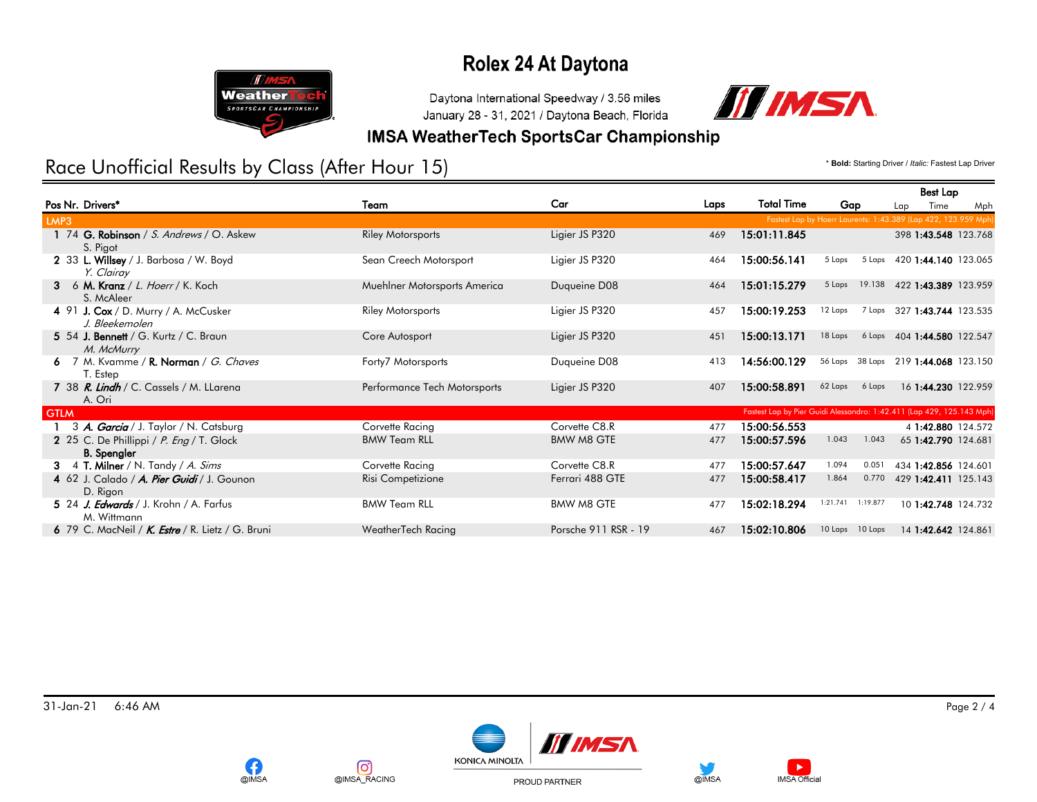# Rolex 24 At Daytona

Daytona International Speedway / 3.56 miles
January 28 - 31, 2021 / Daytona Beach, Florida

## IMSA WeatherTech SportsCar Championship

## Race Unofficial Results by Class (After Hour 15)

\* **Bold:** Starting Driver / *Italic:* Fastest Lap Driver

| Pos | Nr. | Drivers* | Team | Car | Laps | Total Time | Gap | | Best Lap Lap | Best Lap Time | Best Lap Mph |
|---|---|---|---|---|---|---|---|---|---|---|---|
| **LMP3** | | | | | | | Fastest Lap by Hoerr Laurents: 1:43.389 (Lap 422, 123.959 Mph) | | | | |
| 1 | 74 | **G. Robinson** / *S. Andrews* / O. Askew / S. Pigot | Riley Motorsports | Ligier JS P320 | 469 | 15:01:11.845 | | | 398 | 1:43.548 | 123.768 |
| 2 | 33 | **L. Willsey** / J. Barbosa / W. Boyd / *Y. Clairay* | Sean Creech Motorsport | Ligier JS P320 | 464 | 15:00:56.141 | 5 Laps | 5 Laps | 420 | 1:44.140 | 123.065 |
| 3 | 6 | **M. Kranz** / *L. Hoerr* / K. Koch / S. McAleer | Muehlner Motorsports America | Duqueine D08 | 464 | 15:01:15.279 | 5 Laps | 19.138 | 422 | 1:43.389 | 123.959 |
| 4 | 91 | **J. Cox** / D. Murry / A. McCusker / *J. Bleekemolen* | Riley Motorsports | Ligier JS P320 | 457 | 15:00:19.253 | 12 Laps | 7 Laps | 327 | 1:43.744 | 123.535 |
| 5 | 54 | **J. Bennett** / G. Kurtz / C. Braun / *M. McMurry* | Core Autosport | Ligier JS P320 | 451 | 15:00:13.171 | 18 Laps | 6 Laps | 404 | 1:44.580 | 122.547 |
| 6 | 7 | M. Kvamme / **R. Norman** / *G. Chaves* / T. Estep | Forty7 Motorsports | Duqueine D08 | 413 | 14:56:00.129 | 56 Laps | 38 Laps | 219 | 1:44.068 | 123.150 |
| 7 | 38 | ***R. Lindh*** / C. Cassels / M. LLarena / A. Ori | Performance Tech Motorsports | Ligier JS P320 | 407 | 15:00:58.891 | 62 Laps | 6 Laps | 16 | 1:44.230 | 122.959 |
| **GTLM** | | | | | | | Fastest Lap by Pier Guidi Alessandro: 1:42.411 (Lap 429, 125.143 Mph) | | | | |
| 1 | 3 | ***A. Garcia*** / J. Taylor / N. Catsburg | Corvette Racing | Corvette C8.R | 477 | 15:00:56.553 | | | 4 | 1:42.880 | 124.572 |
| 2 | 25 | C. De Phillippi / *P. Eng* / T. Glock / **B. Spengler** | BMW Team RLL | BMW M8 GTE | 477 | 15:00:57.596 | 1.043 | 1.043 | 65 | 1:42.790 | 124.681 |
| 3 | 4 | **T. Milner** / N. Tandy / *A. Sims* | Corvette Racing | Corvette C8.R | 477 | 15:00:57.647 | 1.094 | 0.051 | 434 | 1:42.856 | 124.601 |
| 4 | 62 | J. Calado / ***A. Pier Guidi*** / J. Gounon / D. Rigon | Risi Competizione | Ferrari 488 GTE | 477 | 15:00:58.417 | 1.864 | 0.770 | 429 | 1:42.411 | 125.143 |
| 5 | 24 | ***J. Edwards*** / J. Krohn / A. Farfus / M. Wittmann | BMW Team RLL | BMW M8 GTE | 477 | 15:02:18.294 | 1:21.741 | 1:19.877 | 10 | 1:42.748 | 124.732 |
| 6 | 79 | C. MacNeil / ***K. Estre*** / R. Lietz / G. Bruni | WeatherTech Racing | Porsche 911 RSR - 19 | 467 | 15:02:10.806 | 10 Laps | 10 Laps | 14 | 1:42.642 | 124.861 |

31-Jan-21 6:46 AM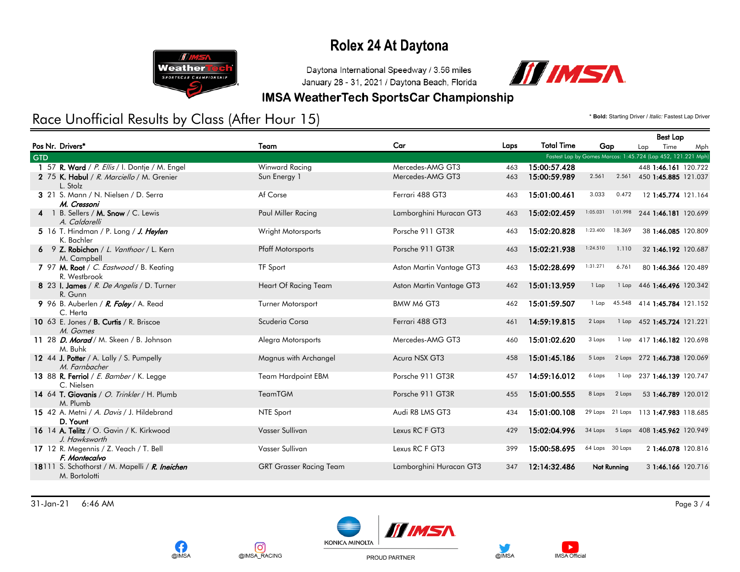# Rolex 24 At Daytona

Daytona International Speedway / 3.56 miles
January 28 - 31, 2021 / Daytona Beach, Florida

## IMSA WeatherTech SportsCar Championship

## Race Unofficial Results by Class (After Hour 15)

* **Bold:** Starting Driver / *Italic:* Fastest Lap Driver

| Pos | Nr. | Drivers* | Team | Car | Laps | Total Time | Gap | | Best Lap Lap | Best Lap Time | Best Lap Mph |
|---|---|---|---|---|---|---|---|---|---|---|---|
| **GTD** | | | | | | | | Fastest Lap by Gomes Marcos: 1:45.724 (Lap 452, 121.221 Mph) | | | |
| 1 | 57 | **R. Ward** / *P. Ellis* / I. Dontje / M. Engel | Winward Racing | Mercedes-AMG GT3 | 463 | 15:00:57.428 | | | 448 | 1:46.161 | 120.722 |
| 2 | 75 | **K. Habul** / *R. Marciello* / M. Grenier L. Stolz | Sun Energy 1 | Mercedes-AMG GT3 | 463 | 15:00:59.989 | 2.561 | 2.561 | 450 | 1:45.885 | 121.037 |
| 3 | 21 | S. Mann / N. Nielsen / D. Serra ***M. Cressoni*** | Af Corse | Ferrari 488 GT3 | 463 | 15:01:00.461 | 3.033 | 0.472 | 12 | 1:45.774 | 121.164 |
| 4 | 1 | B. Sellers / **M. Snow** / C. Lewis *A. Caldarelli* | Paul Miller Racing | Lamborghini Huracan GT3 | 463 | 15:02:02.459 | 1:05.031 | 1:01.998 | 244 | 1:46.181 | 120.699 |
| 5 | 16 | T. Hindman / P. Long / ***J. Heylen*** K. Bachler | Wright Motorsports | Porsche 911 GT3R | 463 | 15:02:20.828 | 1:23.400 | 18.369 | 38 | 1:46.085 | 120.809 |
| 6 | 9 | **Z. Robichon** / *L. Vanthoor* / L. Kern M. Campbell | Pfaff Motorsports | Porsche 911 GT3R | 463 | 15:02:21.938 | 1:24.510 | 1.110 | 32 | 1:46.192 | 120.687 |
| 7 | 97 | **M. Root** / *C. Eastwood* / B. Keating R. Westbrook | TF Sport | Aston Martin Vantage GT3 | 463 | 15:02:28.699 | 1:31.271 | 6.761 | 80 | 1:46.366 | 120.489 |
| 8 | 23 | **I. James** / *R. De Angelis* / D. Turner R. Gunn | Heart Of Racing Team | Aston Martin Vantage GT3 | 462 | 15:01:13.959 | 1 Lap | 1 Lap | 446 | 1:46.496 | 120.342 |
| 9 | 96 | B. Auberlen / ***R. Foley*** / A. Read C. Herta | Turner Motorsport | BMW M6 GT3 | 462 | 15:01:59.507 | 1 Lap | 45.548 | 414 | 1:45.784 | 121.152 |
| 10 | 63 | E. Jones / **B. Curtis** / R. Briscoe *M. Gomes* | Scuderia Corsa | Ferrari 488 GT3 | 461 | 14:59:19.815 | 2 Laps | 1 Lap | 452 | 1:45.724 | 121.221 |
| 11 | 28 | ***D. Morad*** / M. Skeen / B. Johnson M. Buhk | Alegra Motorsports | Mercedes-AMG GT3 | 460 | 15:01:02.620 | 3 Laps | 1 Lap | 417 | 1:46.182 | 120.698 |
| 12 | 44 | **J. Potter** / A. Lally / S. Pumpelly *M. Farnbacher* | Magnus with Archangel | Acura NSX GT3 | 458 | 15:01:45.186 | 5 Laps | 2 Laps | 272 | 1:46.738 | 120.069 |
| 13 | 88 | **R. Ferriol** / *E. Bamber* / K. Legge C. Nielsen | Team Hardpoint EBM | Porsche 911 GT3R | 457 | 14:59:16.012 | 6 Laps | 1 Lap | 237 | 1:46.139 | 120.747 |
| 14 | 64 | **T. Giovanis** / *O. Trinkler* / H. Plumb M. Plumb | TeamTGM | Porsche 911 GT3R | 455 | 15:01:00.555 | 8 Laps | 2 Laps | 53 | 1:46.789 | 120.012 |
| 15 | 42 | A. Metni / *A. Davis* / J. Hildebrand **D. Yount** | NTE Sport | Audi R8 LMS GT3 | 434 | 15:01:00.108 | 29 Laps | 21 Laps | 113 | 1:47.983 | 118.685 |
| 16 | 14 | **A. Telitz** / O. Gavin / K. Kirkwood *J. Hawksworth* | Vasser Sullivan | Lexus RC F GT3 | 429 | 15:02:04.996 | 34 Laps | 5 Laps | 408 | 1:45.962 | 120.949 |
| 17 | 12 | R. Megennis / Z. Veach / T. Bell ***F. Montecalvo*** | Vasser Sullivan | Lexus RC F GT3 | 399 | 15:00:58.695 | 64 Laps | 30 Laps | 2 | 1:46.078 | 120.816 |
| 18 | 111 | S. Schothorst / M. Mapelli / ***R. Ineichen*** M. Bortolotti | GRT Grasser Racing Team | Lamborghini Huracan GT3 | 347 | 12:14:32.486 | Not Running | | 3 | 1:46.166 | 120.716 |

31-Jan-21 6:46 AM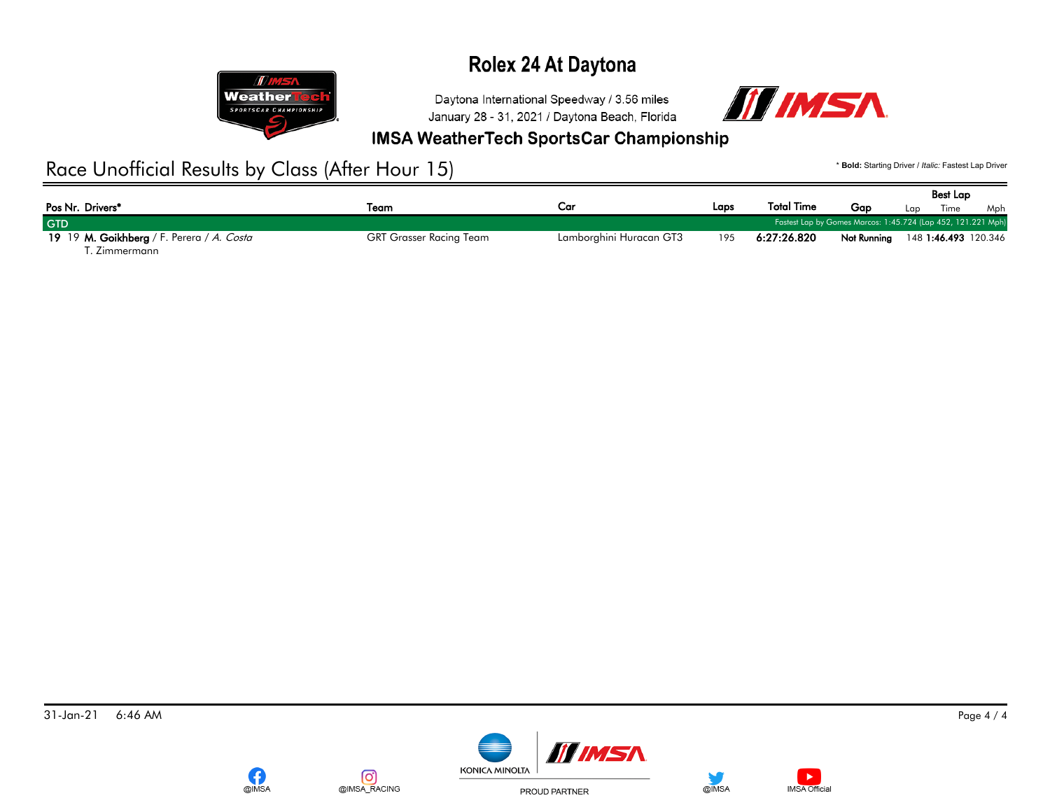# Rolex 24 At Daytona

Daytona International Speedway / 3.56 miles
January 28 - 31, 2021 / Daytona Beach, Florida

## IMSA WeatherTech SportsCar Championship

## Race Unofficial Results by Class (After Hour 15)

\* **Bold:** Starting Driver / *Italic:* Fastest Lap Driver

| Pos | Nr. | Drivers* | Team | Car | Laps | Total Time | Gap | Best Lap Lap | Best Lap Time | Best Lap Mph |
|---|---|---|---|---|---|---|---|---|---|---|
| **GTD** | | | | | | Fastest Lap by Gomes Marcos: 1:45.724 (Lap 452, 121.221 Mph) | | | | |
| **19** | 19 | **M. Goikhberg** / F. Perera / *A. Costa* / T. Zimmermann | GRT Grasser Racing Team | Lamborghini Huracan GT3 | 195 | **6:27:26.820** | **Not Running** | 148 | **1:46.493** | 120.346 |

31-Jan-21 6:46 AM